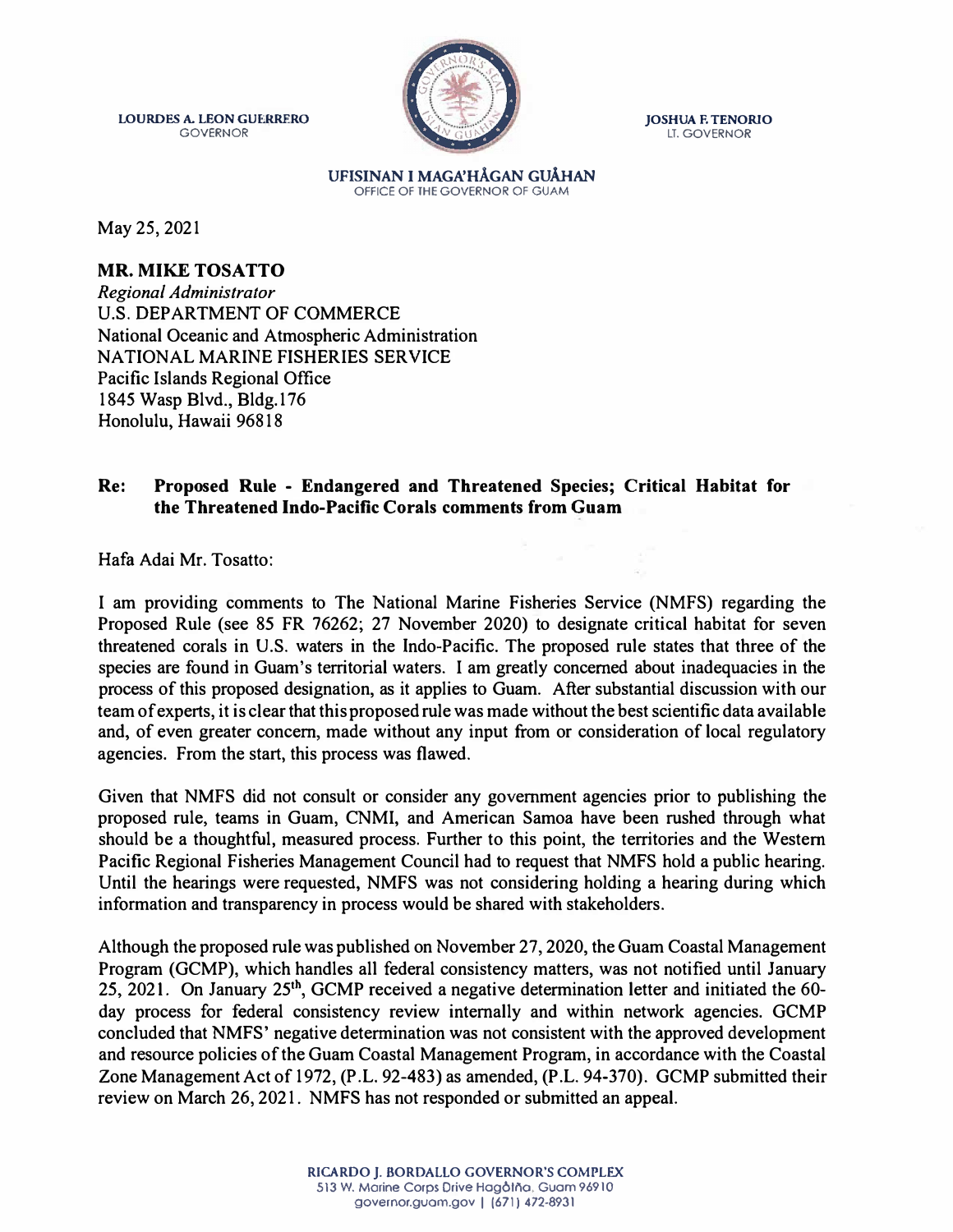LOURDES A. LEON GUERRERO
GOVERNOR

JOSHUA F. TENORIO
LT. GOVERNOR

**UFISINAN I MAGA'HÅGAN GUÅHAN**
OFFICE OF THE GOVERNOR OF GUAM

May 25, 2021

**MR. MIKE TOSATTO**
*Regional Administrator*
U.S. DEPARTMENT OF COMMERCE
National Oceanic and Atmospheric Administration
NATIONAL MARINE FISHERIES SERVICE
Pacific Islands Regional Office
1845 Wasp Blvd., Bldg.176
Honolulu, Hawaii 96818

**Re: Proposed Rule - Endangered and Threatened Species; Critical Habitat for the Threatened Indo-Pacific Corals comments from Guam**

Hafa Adai Mr. Tosatto:

I am providing comments to The National Marine Fisheries Service (NMFS) regarding the Proposed Rule (see 85 FR 76262; 27 November 2020) to designate critical habitat for seven threatened corals in U.S. waters in the Indo-Pacific. The proposed rule states that three of the species are found in Guam's territorial waters. I am greatly concerned about inadequacies in the process of this proposed designation, as it applies to Guam. After substantial discussion with our team of experts, it is clear that this proposed rule was made without the best scientific data available and, of even greater concern, made without any input from or consideration of local regulatory agencies. From the start, this process was flawed.

Given that NMFS did not consult or consider any government agencies prior to publishing the proposed rule, teams in Guam, CNMI, and American Samoa have been rushed through what should be a thoughtful, measured process. Further to this point, the territories and the Western Pacific Regional Fisheries Management Council had to request that NMFS hold a public hearing. Until the hearings were requested, NMFS was not considering holding a hearing during which information and transparency in process would be shared with stakeholders.

Although the proposed rule was published on November 27, 2020, the Guam Coastal Management Program (GCMP), which handles all federal consistency matters, was not notified until January 25, 2021. On January 25th, GCMP received a negative determination letter and initiated the 60-day process for federal consistency review internally and within network agencies. GCMP concluded that NMFS' negative determination was not consistent with the approved development and resource policies of the Guam Coastal Management Program, in accordance with the Coastal Zone Management Act of 1972, (P.L. 92-483) as amended, (P.L. 94-370). GCMP submitted their review on March 26, 2021. NMFS has not responded or submitted an appeal.

RICARDO J. BORDALLO GOVERNOR'S COMPLEX
513 W. Marine Corps Drive Hagåtña, Guam 96910
governor.guam.gov | (671) 472-8931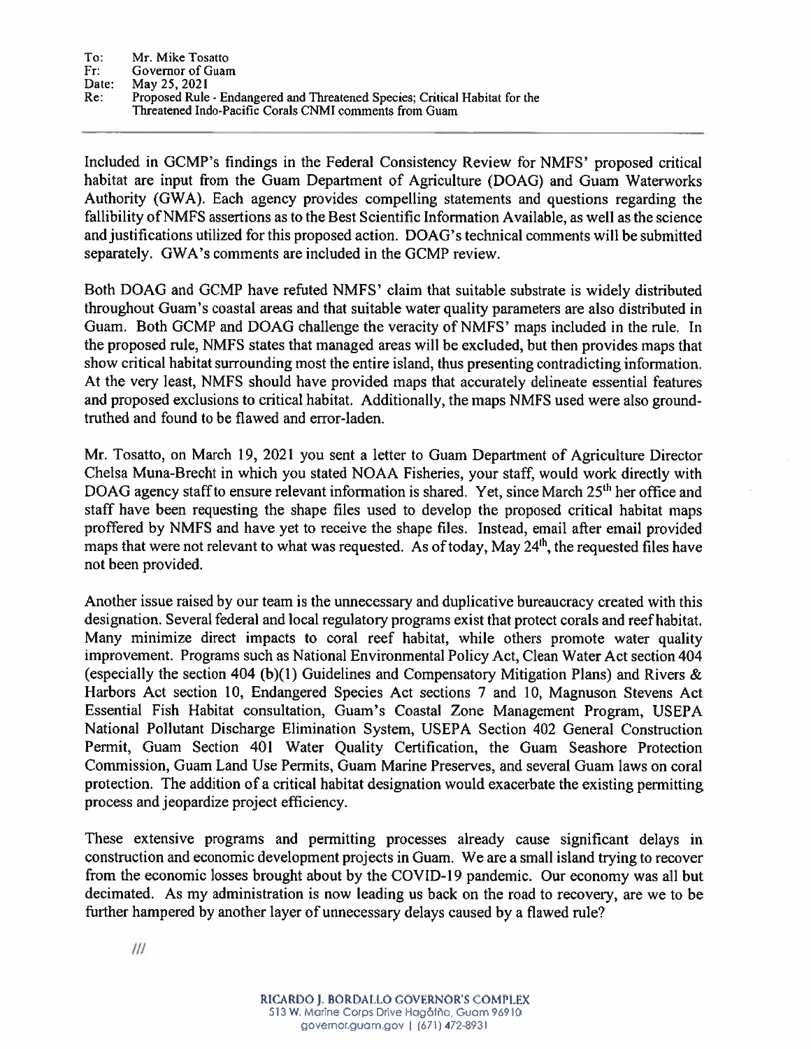To: Mr. Mike Tosatto
Fr: Governor of Guam
Date: May 25, 2021
Re: Proposed Rule - Endangered and Threatened Species; Critical Habitat for the Threatened Indo-Pacific Corals CNMI comments from Guam

---

Included in GCMP's findings in the Federal Consistency Review for NMFS' proposed critical habitat are input from the Guam Department of Agriculture (DOAG) and Guam Waterworks Authority (GWA). Each agency provides compelling statements and questions regarding the fallibility of NMFS assertions as to the Best Scientific Information Available, as well as the science and justifications utilized for this proposed action. DOAG's technical comments will be submitted separately. GWA's comments are included in the GCMP review.

Both DOAG and GCMP have refuted NMFS' claim that suitable substrate is widely distributed throughout Guam's coastal areas and that suitable water quality parameters are also distributed in Guam. Both GCMP and DOAG challenge the veracity of NMFS' maps included in the rule. In the proposed rule, NMFS states that managed areas will be excluded, but then provides maps that show critical habitat surrounding most the entire island, thus presenting contradicting information. At the very least, NMFS should have provided maps that accurately delineate essential features and proposed exclusions to critical habitat. Additionally, the maps NMFS used were also ground-truthed and found to be flawed and error-laden.

Mr. Tosatto, on March 19, 2021 you sent a letter to Guam Department of Agriculture Director Chelsa Muna-Brecht in which you stated NOAA Fisheries, your staff, would work directly with DOAG agency staff to ensure relevant information is shared. Yet, since March 25th her office and staff have been requesting the shape files used to develop the proposed critical habitat maps proffered by NMFS and have yet to receive the shape files. Instead, email after email provided maps that were not relevant to what was requested. As of today, May 24th, the requested files have not been provided.

Another issue raised by our team is the unnecessary and duplicative bureaucracy created with this designation. Several federal and local regulatory programs exist that protect corals and reef habitat. Many minimize direct impacts to coral reef habitat, while others promote water quality improvement. Programs such as National Environmental Policy Act, Clean Water Act section 404 (especially the section 404 (b)(1) Guidelines and Compensatory Mitigation Plans) and Rivers & Harbors Act section 10, Endangered Species Act sections 7 and 10, Magnuson Stevens Act Essential Fish Habitat consultation, Guam's Coastal Zone Management Program, USEPA National Pollutant Discharge Elimination System, USEPA Section 402 General Construction Permit, Guam Section 401 Water Quality Certification, the Guam Seashore Protection Commission, Guam Land Use Permits, Guam Marine Preserves, and several Guam laws on coral protection. The addition of a critical habitat designation would exacerbate the existing permitting process and jeopardize project efficiency.

These extensive programs and permitting processes already cause significant delays in construction and economic development projects in Guam. We are a small island trying to recover from the economic losses brought about by the COVID-19 pandemic. Our economy was all but decimated. As my administration is now leading us back on the road to recovery, are we to be further hampered by another layer of unnecessary delays caused by a flawed rule?

///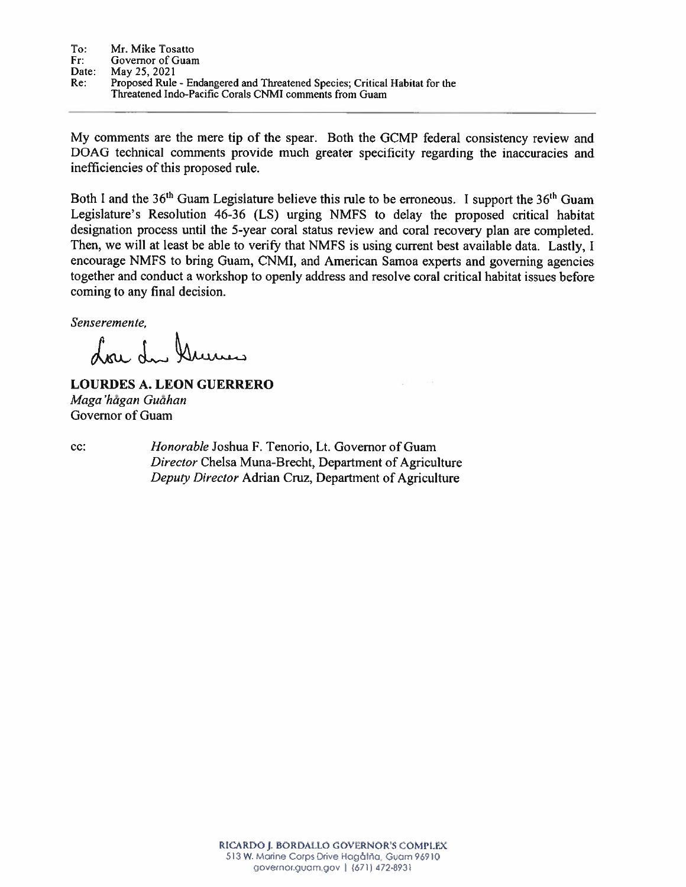To: Mr. Mike Tosatto
Fr: Governor of Guam
Date: May 25, 2021
Re: Proposed Rule - Endangered and Threatened Species; Critical Habitat for the Threatened Indo-Pacific Corals CNMI comments from Guam

---

My comments are the mere tip of the spear. Both the GCMP federal consistency review and DOAG technical comments provide much greater specificity regarding the inaccuracies and inefficiencies of this proposed rule.

Both I and the 36th Guam Legislature believe this rule to be erroneous. I support the 36th Guam Legislature's Resolution 46-36 (LS) urging NMFS to delay the proposed critical habitat designation process until the 5-year coral status review and coral recovery plan are completed. Then, we will at least be able to verify that NMFS is using current best available data. Lastly, I encourage NMFS to bring Guam, CNMI, and American Samoa experts and governing agencies together and conduct a workshop to openly address and resolve coral critical habitat issues before coming to any final decision.

*Senseremente,*

**LOURDES A. LEON GUERRERO**
*Maga'hågan Guåhan*
Governor of Guam

cc: *Honorable* Joshua F. Tenorio, Lt. Governor of Guam
*Director* Chelsa Muna-Brecht, Department of Agriculture
*Deputy Director* Adrian Cruz, Department of Agriculture

**RICARDO J. BORDALLO GOVERNOR'S COMPLEX**
513 W. Marine Corps Drive Hagåtña, Guam 96910
governor.guam.gov | (671) 472-8931